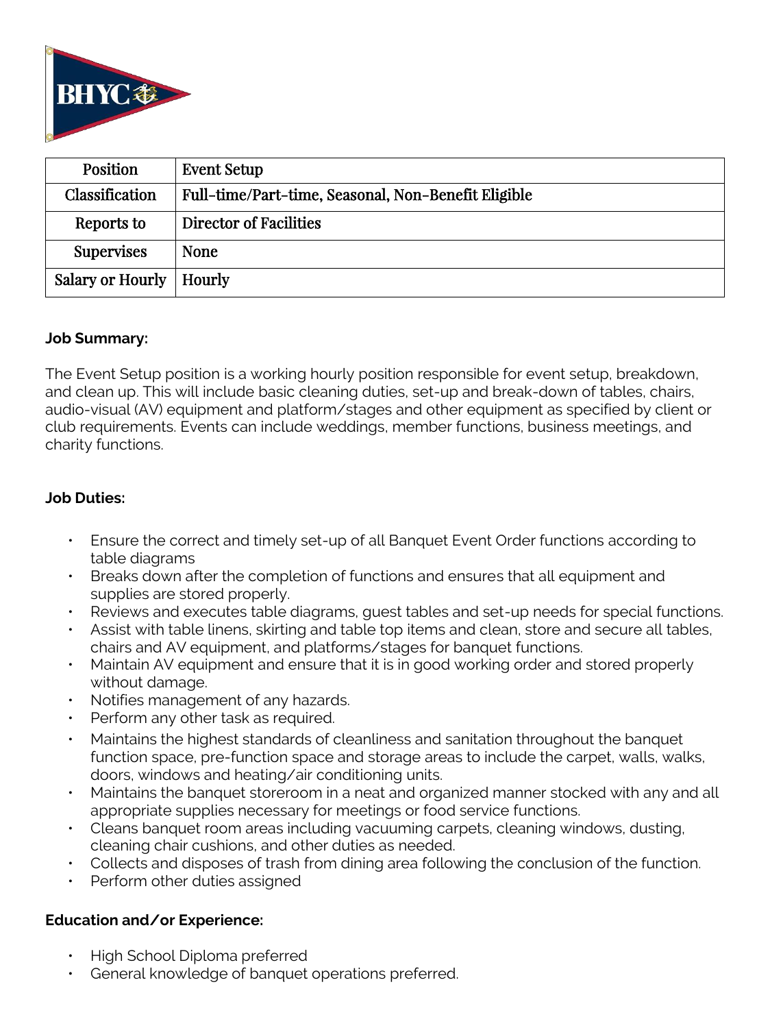| Position | Event Setup |
| --- | --- |
| Classification | Full-time/Part-time, Seasonal, Non-Benefit Eligible |
| Reports to | Director of Facilities |
| Supervises | None |
| Salary or Hourly | Hourly |

**Job Summary:**

The Event Setup position is a working hourly position responsible for event setup, breakdown, and clean up. This will include basic cleaning duties, set-up and break-down of tables, chairs, audio-visual (AV) equipment and platform/stages and other equipment as specified by client or club requirements. Events can include weddings, member functions, business meetings, and charity functions.

**Job Duties:**

- Ensure the correct and timely set-up of all Banquet Event Order functions according to table diagrams
- Breaks down after the completion of functions and ensures that all equipment and supplies are stored properly.
- Reviews and executes table diagrams, guest tables and set-up needs for special functions.
- Assist with table linens, skirting and table top items and clean, store and secure all tables, chairs and AV equipment, and platforms/stages for banquet functions.
- Maintain AV equipment and ensure that it is in good working order and stored properly without damage.
- Notifies management of any hazards.
- Perform any other task as required.
- Maintains the highest standards of cleanliness and sanitation throughout the banquet function space, pre-function space and storage areas to include the carpet, walls, walks, doors, windows and heating/air conditioning units.
- Maintains the banquet storeroom in a neat and organized manner stocked with any and all appropriate supplies necessary for meetings or food service functions.
- Cleans banquet room areas including vacuuming carpets, cleaning windows, dusting, cleaning chair cushions, and other duties as needed.
- Collects and disposes of trash from dining area following the conclusion of the function.
- Perform other duties assigned

**Education and/or Experience:**

- High School Diploma preferred
- General knowledge of banquet operations preferred.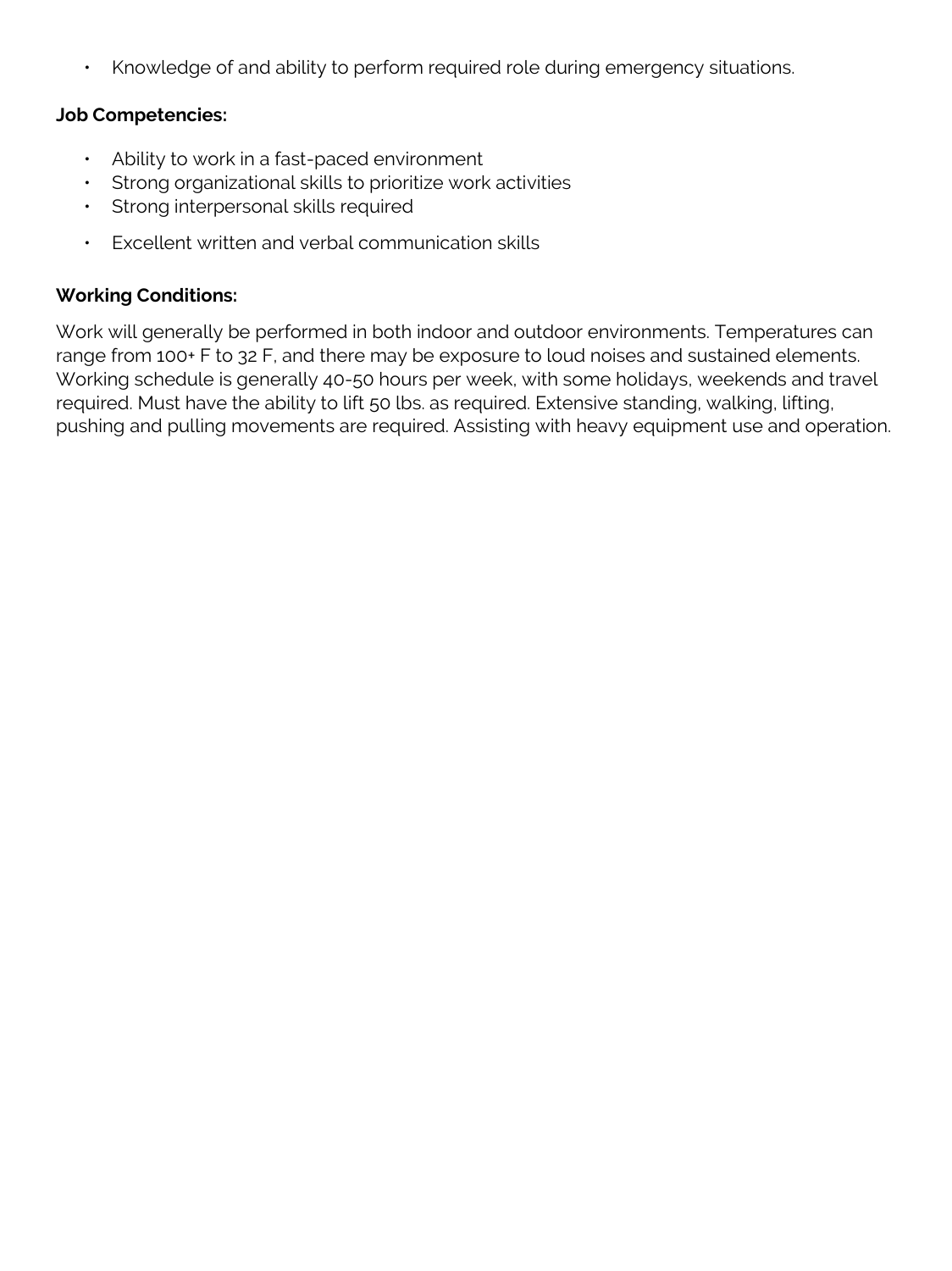- Knowledge of and ability to perform required role during emergency situations.

**Job Competencies:**

- Ability to work in a fast-paced environment
- Strong organizational skills to prioritize work activities
- Strong interpersonal skills required
- Excellent written and verbal communication skills

**Working Conditions:**

Work will generally be performed in both indoor and outdoor environments. Temperatures can range from 100+ F to 32 F, and there may be exposure to loud noises and sustained elements. Working schedule is generally 40-50 hours per week, with some holidays, weekends and travel required. Must have the ability to lift 50 lbs. as required. Extensive standing, walking, lifting, pushing and pulling movements are required. Assisting with heavy equipment use and operation.